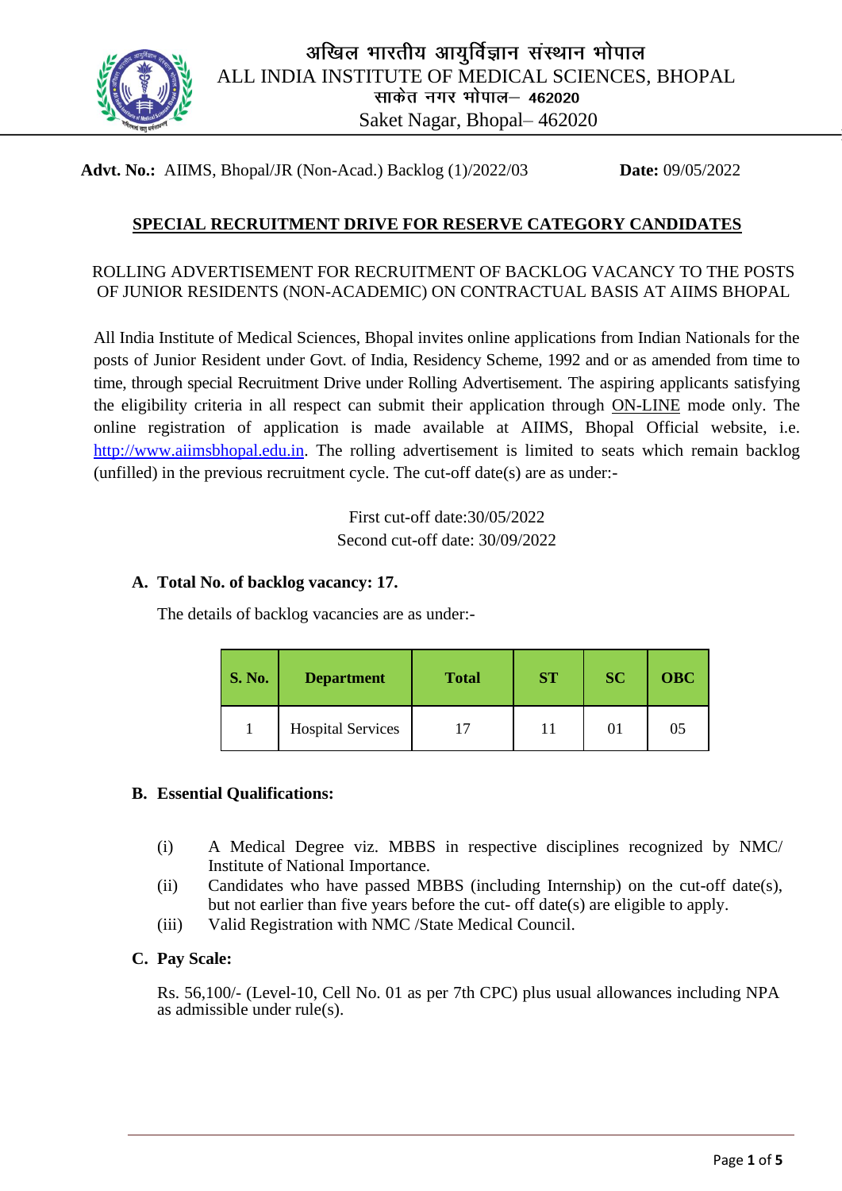# अखिल भारतीय आयुर्विज्ञान संस्थान भोपाल
# ALL INDIA INSTITUTE OF MEDICAL SCIENCES, BHOPAL

साकेत नगर भोपाल– 462020

Saket Nagar, Bhopal– 462020

**Advt. No.:** AIIMS, Bhopal/JR (Non-Acad.) Backlog (1)/2022/03 **Date:** 09/05/2022

## SPECIAL RECRUITMENT DRIVE FOR RESERVE CATEGORY CANDIDATES

ROLLING ADVERTISEMENT FOR RECRUITMENT OF BACKLOG VACANCY TO THE POSTS OF JUNIOR RESIDENTS (NON-ACADEMIC) ON CONTRACTUAL BASIS AT AIIMS BHOPAL

All India Institute of Medical Sciences, Bhopal invites online applications from Indian Nationals for the posts of Junior Resident under Govt. of India, Residency Scheme, 1992 and or as amended from time to time, through special Recruitment Drive under Rolling Advertisement. The aspiring applicants satisfying the eligibility criteria in all respect can submit their application through ON-LINE mode only. The online registration of application is made available at AIIMS, Bhopal Official website, i.e. http://www.aiimsbhopal.edu.in. The rolling advertisement is limited to seats which remain backlog (unfilled) in the previous recruitment cycle. The cut-off date(s) are as under:-

First cut-off date:30/05/2022

Second cut-off date: 30/09/2022

**A. Total No. of backlog vacancy: 17.**

The details of backlog vacancies are as under:-

| S. No. | Department | Total | ST | SC | OBC |
|---|---|---|---|---|---|
| 1 | Hospital Services | 17 | 11 | 01 | 05 |

**B. Essential Qualifications:**

(i) A Medical Degree viz. MBBS in respective disciplines recognized by NMC/ Institute of National Importance.

(ii) Candidates who have passed MBBS (including Internship) on the cut-off date(s), but not earlier than five years before the cut- off date(s) are eligible to apply.

(iii) Valid Registration with NMC /State Medical Council.

**C. Pay Scale:**

Rs. 56,100/- (Level-10, Cell No. 01 as per 7th CPC) plus usual allowances including NPA as admissible under rule(s).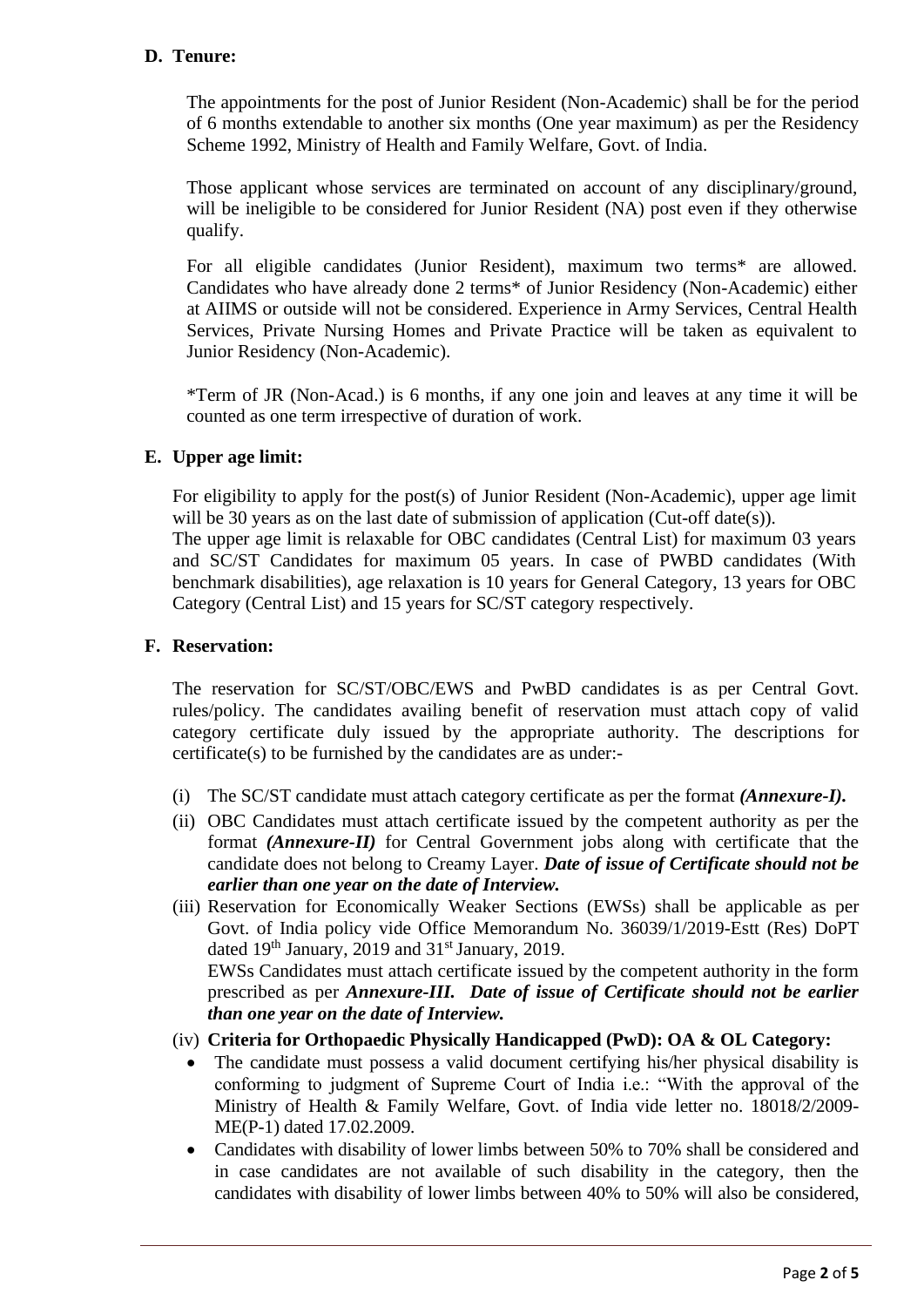## D. Tenure:

The appointments for the post of Junior Resident (Non-Academic) shall be for the period of 6 months extendable to another six months (One year maximum) as per the Residency Scheme 1992, Ministry of Health and Family Welfare, Govt. of India.

Those applicant whose services are terminated on account of any disciplinary/ground, will be ineligible to be considered for Junior Resident (NA) post even if they otherwise qualify.

For all eligible candidates (Junior Resident), maximum two terms* are allowed. Candidates who have already done 2 terms* of Junior Residency (Non-Academic) either at AIIMS or outside will not be considered. Experience in Army Services, Central Health Services, Private Nursing Homes and Private Practice will be taken as equivalent to Junior Residency (Non-Academic).

*Term of JR (Non-Acad.) is 6 months, if any one join and leaves at any time it will be counted as one term irrespective of duration of work.

## E. Upper age limit:

For eligibility to apply for the post(s) of Junior Resident (Non-Academic), upper age limit will be 30 years as on the last date of submission of application (Cut-off date(s)).
The upper age limit is relaxable for OBC candidates (Central List) for maximum 03 years and SC/ST Candidates for maximum 05 years. In case of PWBD candidates (With benchmark disabilities), age relaxation is 10 years for General Category, 13 years for OBC Category (Central List) and 15 years for SC/ST category respectively.

## F. Reservation:

The reservation for SC/ST/OBC/EWS and PwBD candidates is as per Central Govt. rules/policy. The candidates availing benefit of reservation must attach copy of valid category certificate duly issued by the appropriate authority. The descriptions for certificate(s) to be furnished by the candidates are as under:-

(i) The SC/ST candidate must attach category certificate as per the format ***(Annexure-I).***

(ii) OBC Candidates must attach certificate issued by the competent authority as per the format ***(Annexure-II)*** for Central Government jobs along with certificate that the candidate does not belong to Creamy Layer. ***Date of issue of Certificate should not be earlier than one year on the date of Interview.***

(iii) Reservation for Economically Weaker Sections (EWSs) shall be applicable as per Govt. of India policy vide Office Memorandum No. 36039/1/2019-Estt (Res) DoPT dated 19th January, 2019 and 31st January, 2019.
EWSs Candidates must attach certificate issued by the competent authority in the form prescribed as per ***Annexure-III. Date of issue of Certificate should not be earlier than one year on the date of Interview.***

(iv) **Criteria for Orthopaedic Physically Handicapped (PwD): OA & OL Category:**

- The candidate must possess a valid document certifying his/her physical disability is conforming to judgment of Supreme Court of India i.e.: "With the approval of the Ministry of Health & Family Welfare, Govt. of India vide letter no. 18018/2/2009-ME(P-1) dated 17.02.2009.
- Candidates with disability of lower limbs between 50% to 70% shall be considered and in case candidates are not available of such disability in the category, then the candidates with disability of lower limbs between 40% to 50% will also be considered,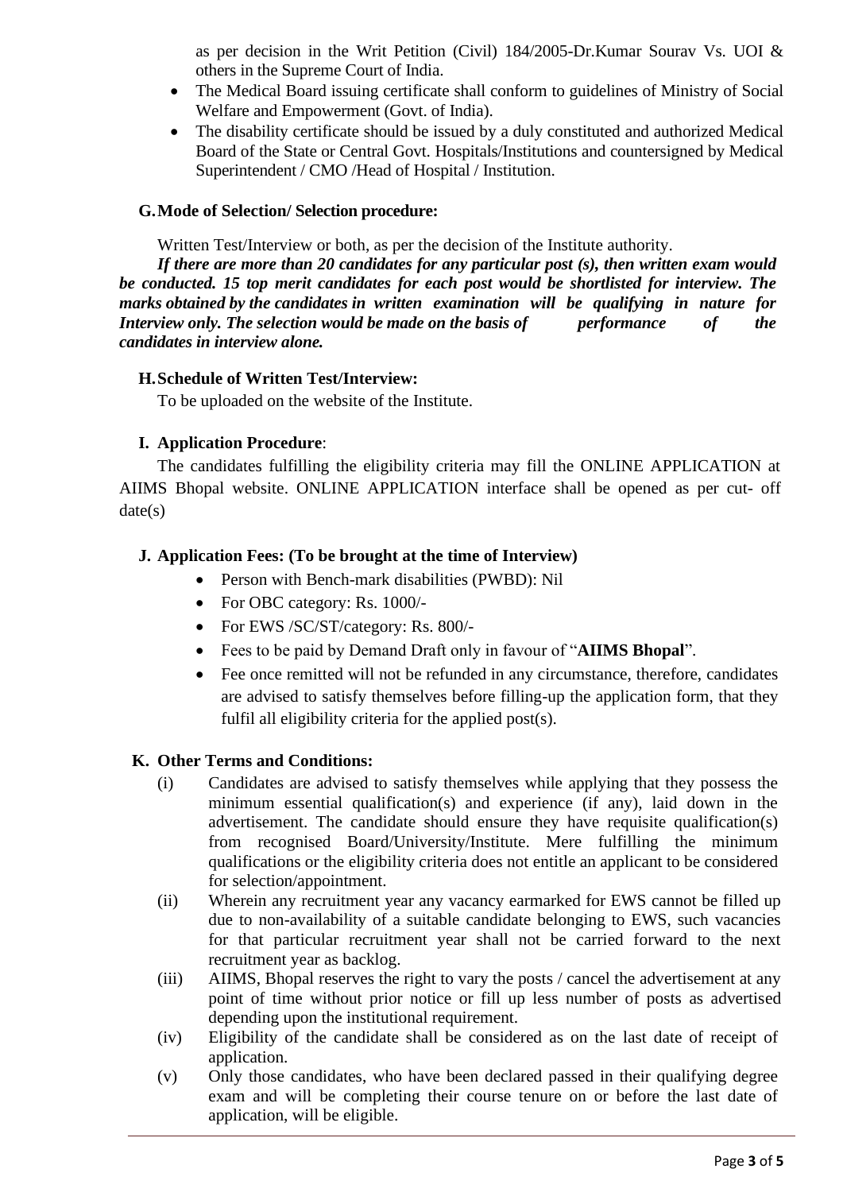as per decision in the Writ Petition (Civil) 184/2005-Dr.Kumar Sourav Vs. UOI & others in the Supreme Court of India.

- The Medical Board issuing certificate shall conform to guidelines of Ministry of Social Welfare and Empowerment (Govt. of India).
- The disability certificate should be issued by a duly constituted and authorized Medical Board of the State or Central Govt. Hospitals/Institutions and countersigned by Medical Superintendent / CMO /Head of Hospital / Institution.

### G. Mode of Selection/ Selection procedure:

Written Test/Interview or both, as per the decision of the Institute authority.

***If there are more than 20 candidates for any particular post (s), then written exam would be conducted. 15 top merit candidates for each post would be shortlisted for interview. The marks obtained by the candidates in written examination will be qualifying in nature for Interview only. The selection would be made on the basis of performance of the candidates in interview alone.***

### H. Schedule of Written Test/Interview:

To be uploaded on the website of the Institute.

### I. Application Procedure:

The candidates fulfilling the eligibility criteria may fill the ONLINE APPLICATION at AIIMS Bhopal website. ONLINE APPLICATION interface shall be opened as per cut- off date(s)

### J. Application Fees: (To be brought at the time of Interview)

- Person with Bench-mark disabilities (PWBD): Nil
- For OBC category: Rs. 1000/-
- For EWS /SC/ST/category: Rs. 800/-
- Fees to be paid by Demand Draft only in favour of "**AIIMS Bhopal**".
- Fee once remitted will not be refunded in any circumstance, therefore, candidates are advised to satisfy themselves before filling-up the application form, that they fulfil all eligibility criteria for the applied post(s).

### K. Other Terms and Conditions:

(i) Candidates are advised to satisfy themselves while applying that they possess the minimum essential qualification(s) and experience (if any), laid down in the advertisement. The candidate should ensure they have requisite qualification(s) from recognised Board/University/Institute. Mere fulfilling the minimum qualifications or the eligibility criteria does not entitle an applicant to be considered for selection/appointment.

(ii) Wherein any recruitment year any vacancy earmarked for EWS cannot be filled up due to non-availability of a suitable candidate belonging to EWS, such vacancies for that particular recruitment year shall not be carried forward to the next recruitment year as backlog.

(iii) AIIMS, Bhopal reserves the right to vary the posts / cancel the advertisement at any point of time without prior notice or fill up less number of posts as advertised depending upon the institutional requirement.

(iv) Eligibility of the candidate shall be considered as on the last date of receipt of application.

(v) Only those candidates, who have been declared passed in their qualifying degree exam and will be completing their course tenure on or before the last date of application, will be eligible.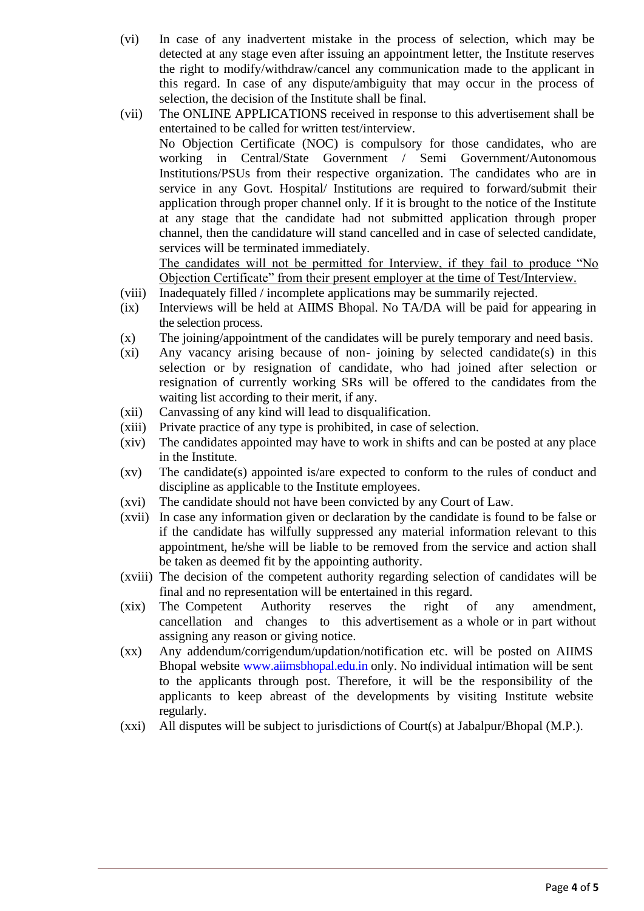(vi) In case of any inadvertent mistake in the process of selection, which may be detected at any stage even after issuing an appointment letter, the Institute reserves the right to modify/withdraw/cancel any communication made to the applicant in this regard. In case of any dispute/ambiguity that may occur in the process of selection, the decision of the Institute shall be final.

(vii) The ONLINE APPLICATIONS received in response to this advertisement shall be entertained to be called for written test/interview.
No Objection Certificate (NOC) is compulsory for those candidates, who are working in Central/State Government / Semi Government/Autonomous Institutions/PSUs from their respective organization. The candidates who are in service in any Govt. Hospital/ Institutions are required to forward/submit their application through proper channel only. If it is brought to the notice of the Institute at any stage that the candidate had not submitted application through proper channel, then the candidature will stand cancelled and in case of selected candidate, services will be terminated immediately.
<u>The candidates will not be permitted for Interview, if they fail to produce "No Objection Certificate" from their present employer at the time of Test/Interview.</u>

(viii) Inadequately filled / incomplete applications may be summarily rejected.

(ix) Interviews will be held at AIIMS Bhopal. No TA/DA will be paid for appearing in the selection process.

(x) The joining/appointment of the candidates will be purely temporary and need basis.

(xi) Any vacancy arising because of non- joining by selected candidate(s) in this selection or by resignation of candidate, who had joined after selection or resignation of currently working SRs will be offered to the candidates from the waiting list according to their merit, if any.

(xii) Canvassing of any kind will lead to disqualification.

(xiii) Private practice of any type is prohibited, in case of selection.

(xiv) The candidates appointed may have to work in shifts and can be posted at any place in the Institute.

(xv) The candidate(s) appointed is/are expected to conform to the rules of conduct and discipline as applicable to the Institute employees.

(xvi) The candidate should not have been convicted by any Court of Law.

(xvii) In case any information given or declaration by the candidate is found to be false or if the candidate has wilfully suppressed any material information relevant to this appointment, he/she will be liable to be removed from the service and action shall be taken as deemed fit by the appointing authority.

(xviii) The decision of the competent authority regarding selection of candidates will be final and no representation will be entertained in this regard.

(xix) The Competent Authority reserves the right of any amendment, cancellation and changes to this advertisement as a whole or in part without assigning any reason or giving notice.

(xx) Any addendum/corrigendum/updation/notification etc. will be posted on AIIMS Bhopal website www.aiimsbhopal.edu.in only. No individual intimation will be sent to the applicants through post. Therefore, it will be the responsibility of the applicants to keep abreast of the developments by visiting Institute website regularly.

(xxi) All disputes will be subject to jurisdictions of Court(s) at Jabalpur/Bhopal (M.P.).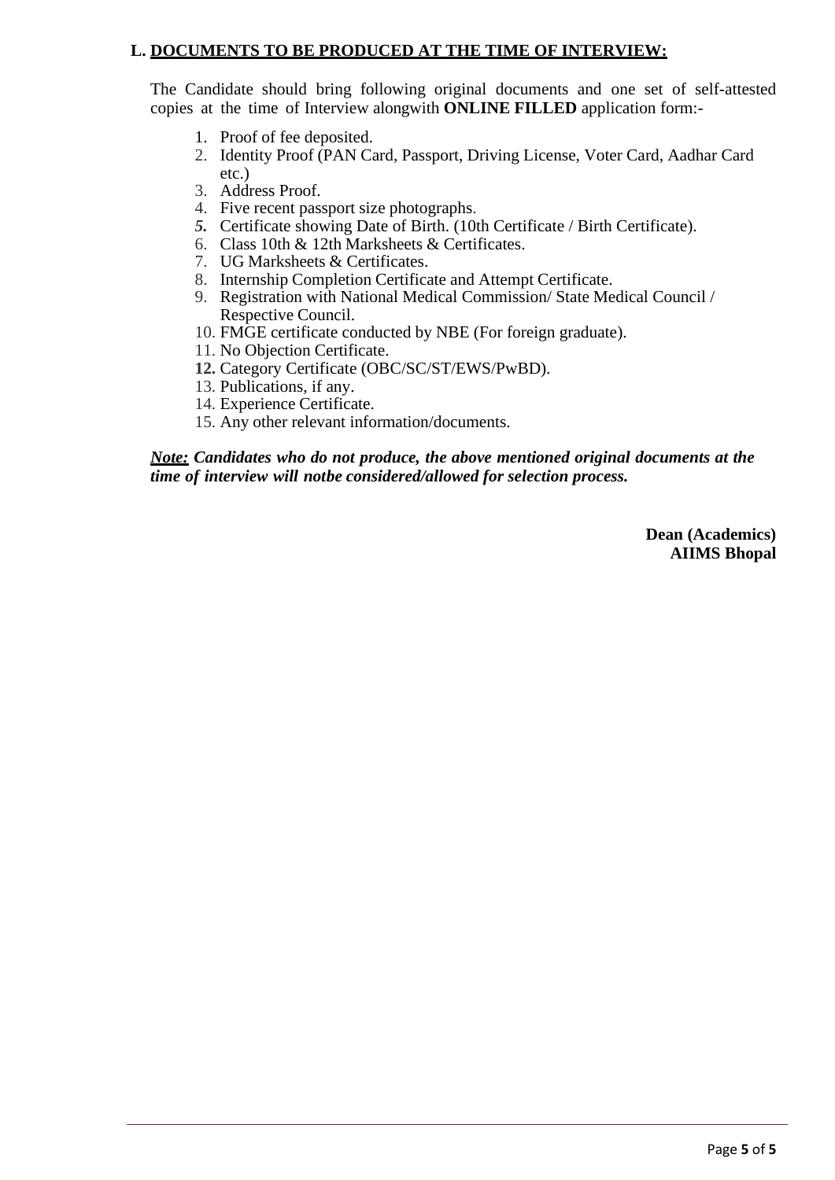## L. DOCUMENTS TO BE PRODUCED AT THE TIME OF INTERVIEW:

The Candidate should bring following original documents and one set of self-attested copies at the time of Interview alongwith **ONLINE FILLED** application form:-

1. Proof of fee deposited.
2. Identity Proof (PAN Card, Passport, Driving License, Voter Card, Aadhar Card etc.)
3. Address Proof.
4. Five recent passport size photographs.
5. Certificate showing Date of Birth. (10th Certificate / Birth Certificate).
6. Class 10th & 12th Marksheets & Certificates.
7. UG Marksheets & Certificates.
8. Internship Completion Certificate and Attempt Certificate.
9. Registration with National Medical Commission/ State Medical Council / Respective Council.
10. FMGE certificate conducted by NBE (For foreign graduate).
11. No Objection Certificate.
12. Category Certificate (OBC/SC/ST/EWS/PwBD).
13. Publications, if any.
14. Experience Certificate.
15. Any other relevant information/documents.

***Note:* Candidates who do not produce, the above mentioned original documents at the time of interview will notbe considered/allowed for selection process.**

**Dean (Academics)**
**AIIMS Bhopal**